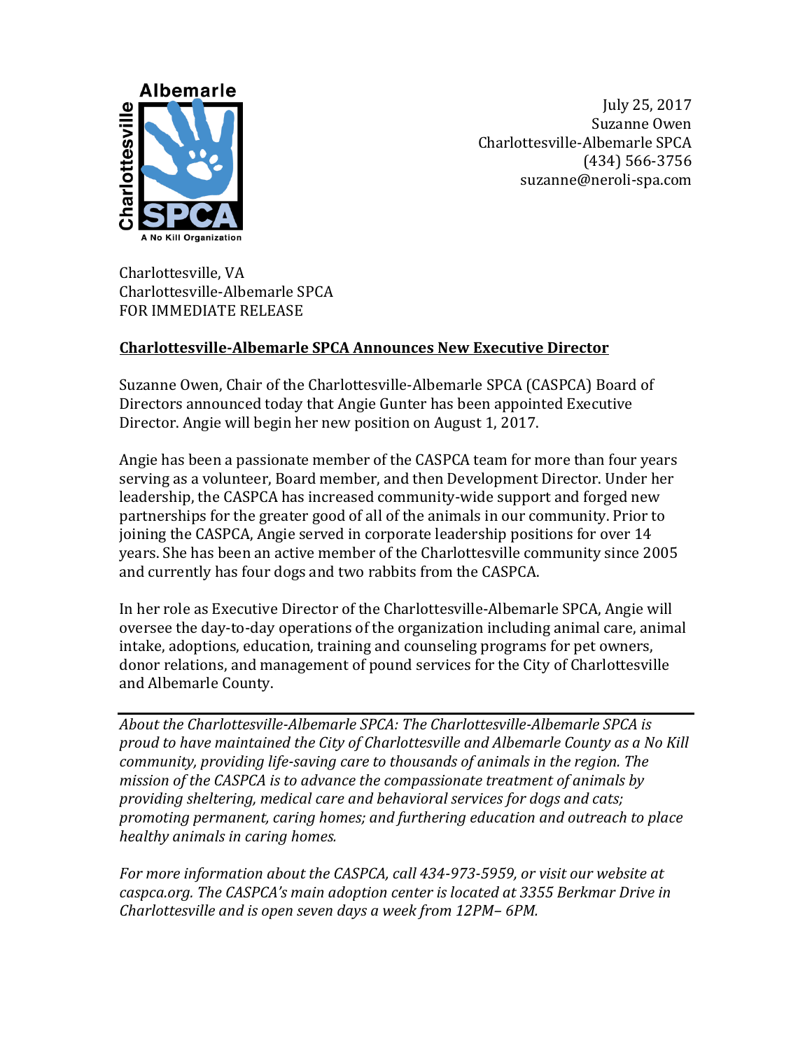Albemarle
Charlottesville
SPCA
A No Kill Organization

July 25, 2017
Suzanne Owen
Charlottesville-Albemarle SPCA
(434) 566-3756
suzanne@neroli-spa.com

Charlottesville, VA
Charlottesville-Albemarle SPCA
FOR IMMEDIATE RELEASE

## **Charlottesville-Albemarle SPCA Announces New Executive Director**

Suzanne Owen, Chair of the Charlottesville-Albemarle SPCA (CASPCA) Board of Directors announced today that Angie Gunter has been appointed Executive Director. Angie will begin her new position on August 1, 2017.

Angie has been a passionate member of the CASPCA team for more than four years serving as a volunteer, Board member, and then Development Director. Under her leadership, the CASPCA has increased community-wide support and forged new partnerships for the greater good of all of the animals in our community. Prior to joining the CASPCA, Angie served in corporate leadership positions for over 14 years. She has been an active member of the Charlottesville community since 2005 and currently has four dogs and two rabbits from the CASPCA.

In her role as Executive Director of the Charlottesville-Albemarle SPCA, Angie will oversee the day-to-day operations of the organization including animal care, animal intake, adoptions, education, training and counseling programs for pet owners, donor relations, and management of pound services for the City of Charlottesville and Albemarle County.

---

*About the Charlottesville-Albemarle SPCA: The Charlottesville-Albemarle SPCA is proud to have maintained the City of Charlottesville and Albemarle County as a No Kill community, providing life-saving care to thousands of animals in the region. The mission of the CASPCA is to advance the compassionate treatment of animals by providing sheltering, medical care and behavioral services for dogs and cats; promoting permanent, caring homes; and furthering education and outreach to place healthy animals in caring homes.*

*For more information about the CASPCA, call 434-973-5959, or visit our website at caspca.org. The CASPCA's main adoption center is located at 3355 Berkmar Drive in Charlottesville and is open seven days a week from 12PM– 6PM.*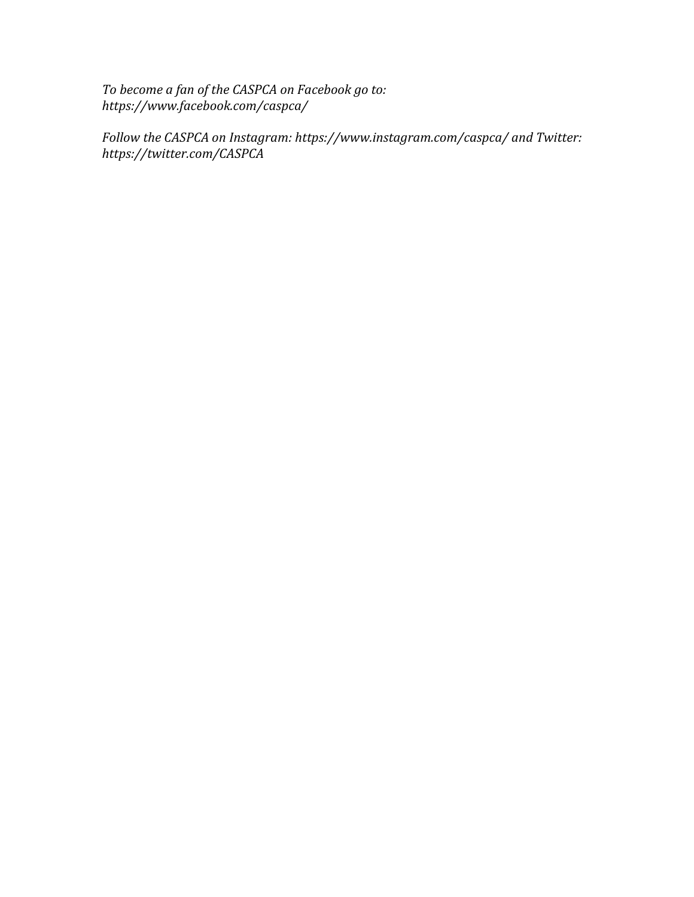*To become a fan of the CASPCA on Facebook go to: https://www.facebook.com/caspca/*

*Follow the CASPCA on Instagram: https://www.instagram.com/caspca/ and Twitter: https://twitter.com/CASPCA*